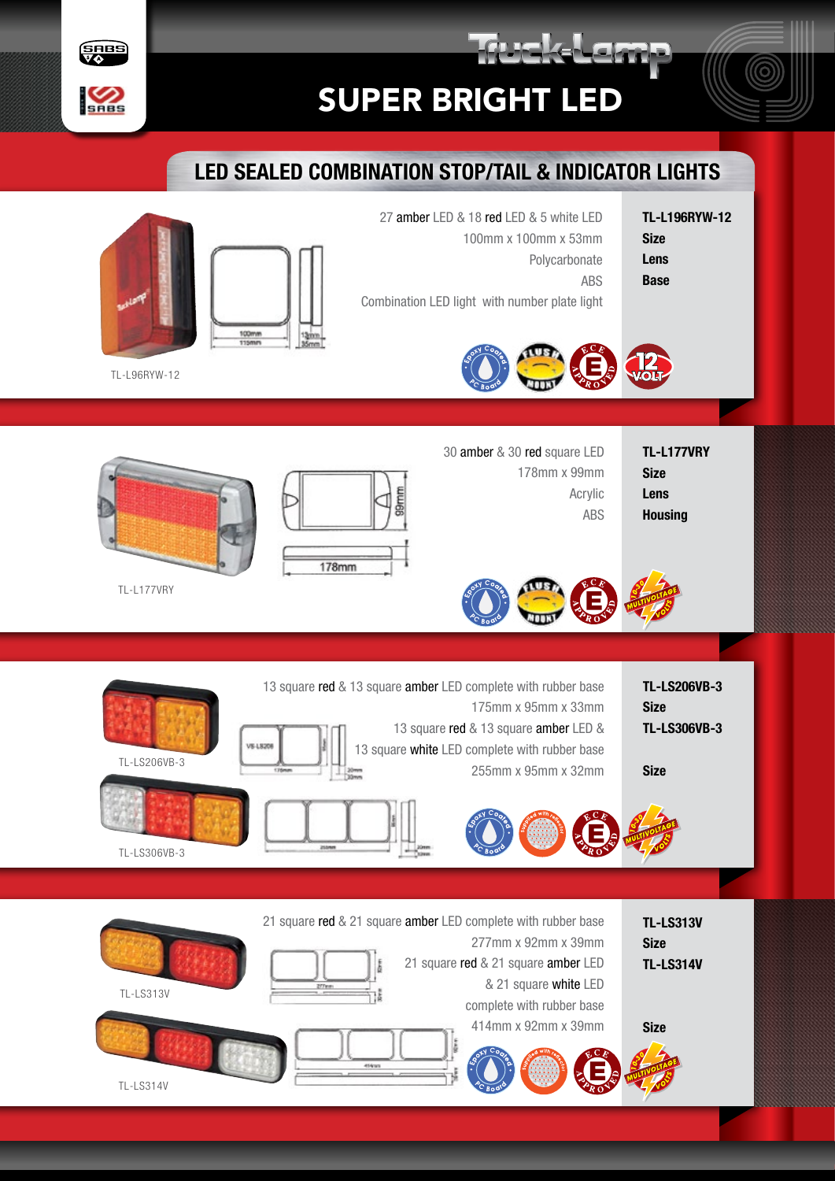# SUPER BRIGHT LED

## LED SEALED COMBINATION STOP/TAIL & INDICATOR LIGHTS

| | |
|---|---|
| **TL-L196RYW-12** | 27 amber LED & 18 red LED & 5 white LED |
| **Size** | 100mm x 100mm x 53mm |
| **Lens** | Polycarbonate |
| **Base** | ABS |
| | Combination LED light with number plate light |

TL-L96RYW-12

| | |
|---|---|
| **TL-L177VRY** | 30 amber & 30 red square LED |
| **Size** | 178mm x 99mm |
| **Lens** | Acrylic |
| **Housing** | ABS |

TL-L177VRY

| | |
|---|---|
| **TL-LS206VB-3** | 13 square red & 13 square amber LED complete with rubber base |
| **Size** | 175mm x 95mm x 33mm |
| **TL-LS306VB-3** | 13 square red & 13 square amber LED & 13 square white LED complete with rubber base |
| **Size** | 255mm x 95mm x 32mm |

TL-LS206VB-3

TL-LS306VB-3

| | |
|---|---|
| **TL-LS313V** | 21 square red & 21 square amber LED complete with rubber base |
| **Size** | 277mm x 92mm x 39mm |
| **TL-LS314V** | 21 square red & 21 square amber LED & 21 square white LED complete with rubber base |
| **Size** | 414mm x 92mm x 39mm |

TL-LS313V

TL-LS314V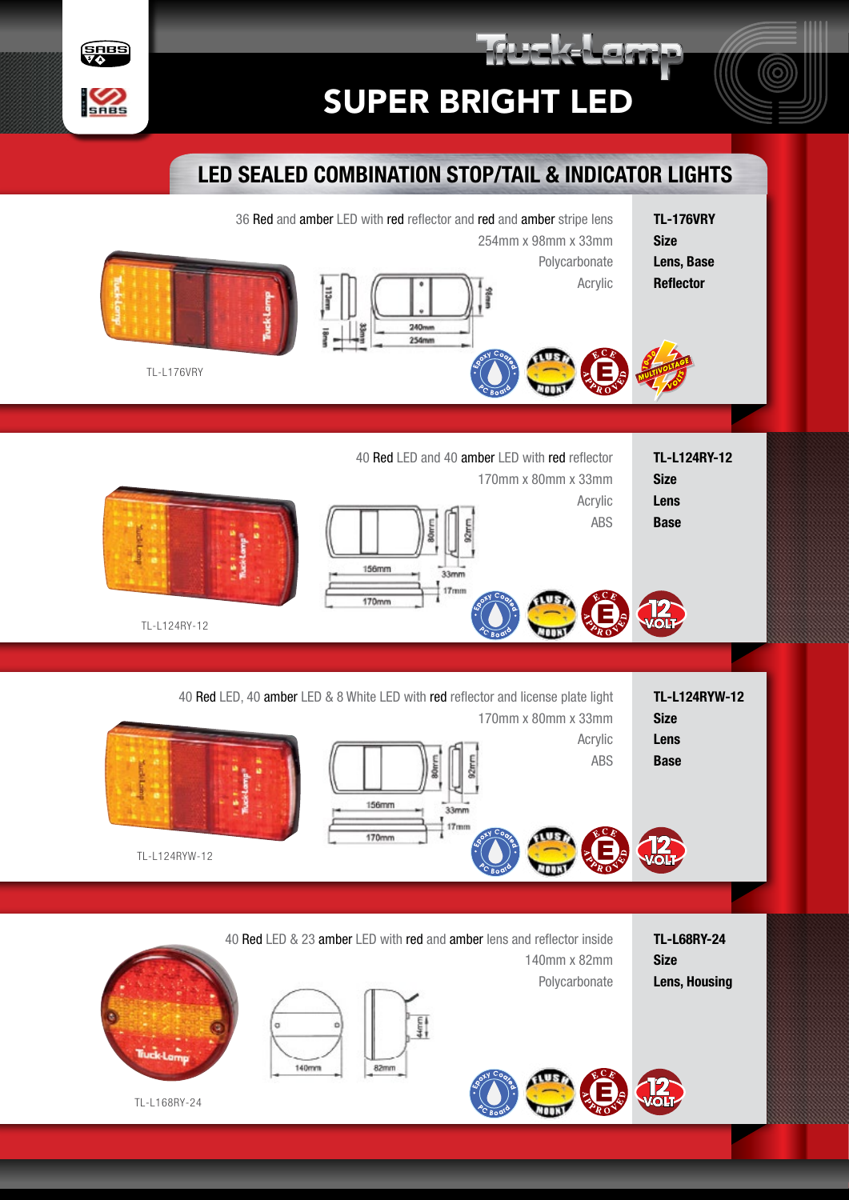# Truck-Lamp

## SUPER BRIGHT LED

### LED SEALED COMBINATION STOP/TAIL & INDICATOR LIGHTS

| 36 Red and amber LED with red reflector and red and amber stripe lens | TL-176VRY |
|---|---|
| 254mm x 98mm x 33mm | Size |
| Polycarbonate | Lens, Base |
| Acrylic | Reflector |

TL-L176VRY

| 40 Red LED and 40 amber LED with red reflector | TL-L124RY-12 |
|---|---|
| 170mm x 80mm x 33mm | Size |
| Acrylic | Lens |
| ABS | Base |

TL-L124RY-12

| 40 Red LED, 40 amber LED & 8 White LED with red reflector and license plate light | TL-L124RYW-12 |
|---|---|
| 170mm x 80mm x 33mm | Size |
| Acrylic | Lens |
| ABS | Base |

TL-L124RYW-12

| 40 Red LED & 23 amber LED with red and amber lens and reflector inside | TL-L68RY-24 |
|---|---|
| 140mm x 82mm | Size |
| Polycarbonate | Lens, Housing |

TL-L168RY-24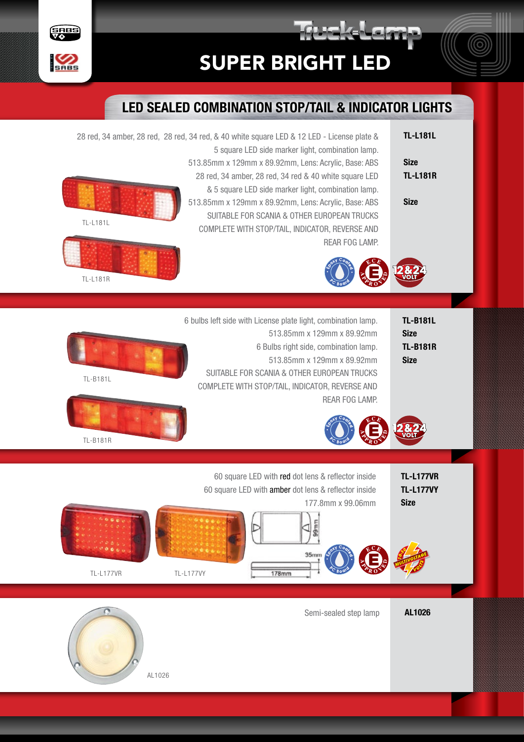# Truck-Lamp

# SUPER BRIGHT LED

## LED SEALED COMBINATION STOP/TAIL & INDICATOR LIGHTS

| | |
|---|---|
| 28 red, 34 amber, 28 red, 28 red, 34 red, & 40 white square LED & 12 LED - License plate & 5 square LED side marker light, combination lamp. | **TL-L181L** |
| 513.85mm x 129mm x 89.92mm, Lens: Acrylic, Base: ABS | **Size** |
| 28 red, 34 amber, 28 red, 34 red & 40 white square LED & 5 square LED side marker light, combination lamp. | **TL-L181R** |
| 513.85mm x 129mm x 89.92mm, Lens: Acrylic, Base: ABS | **Size** |

SUITABLE FOR SCANIA & OTHER EUROPEAN TRUCKS COMPLETE WITH STOP/TAIL, INDICATOR, REVERSE AND REAR FOG LAMP.

TL-L181L

TL-L181R

Epoxy Coated PC Board · ECE APPROVED · 12&24 VOLT

| | |
|---|---|
| 6 bulbs left side with License plate light, combination lamp. | **TL-B181L** |
| 513.85mm x 129mm x 89.92mm | **Size** |
| 6 Bulbs right side, combination lamp. | **TL-B181R** |
| 513.85mm x 129mm x 89.92mm | **Size** |

SUITABLE FOR SCANIA & OTHER EUROPEAN TRUCKS COMPLETE WITH STOP/TAIL, INDICATOR, REVERSE AND REAR FOG LAMP.

TL-B181L

TL-B181R

Epoxy Coated PC Board · ECE APPROVED · 12&24 VOLT

| | |
|---|---|
| 60 square LED with red dot lens & reflector inside | **TL-L177VR** |
| 60 square LED with amber dot lens & reflector inside | **TL-L177VY** |
| 177.8mm x 99.06mm | **Size** |

TL-L177VR

TL-L177VY

99mm · 35mm · 178mm

Epoxy Coated PC Board · ECE APPROVED · 10-30 MULTIVOLTAGE VOLTS

| | |
|---|---|
| Semi-sealed step lamp | **AL1026** |

AL1026